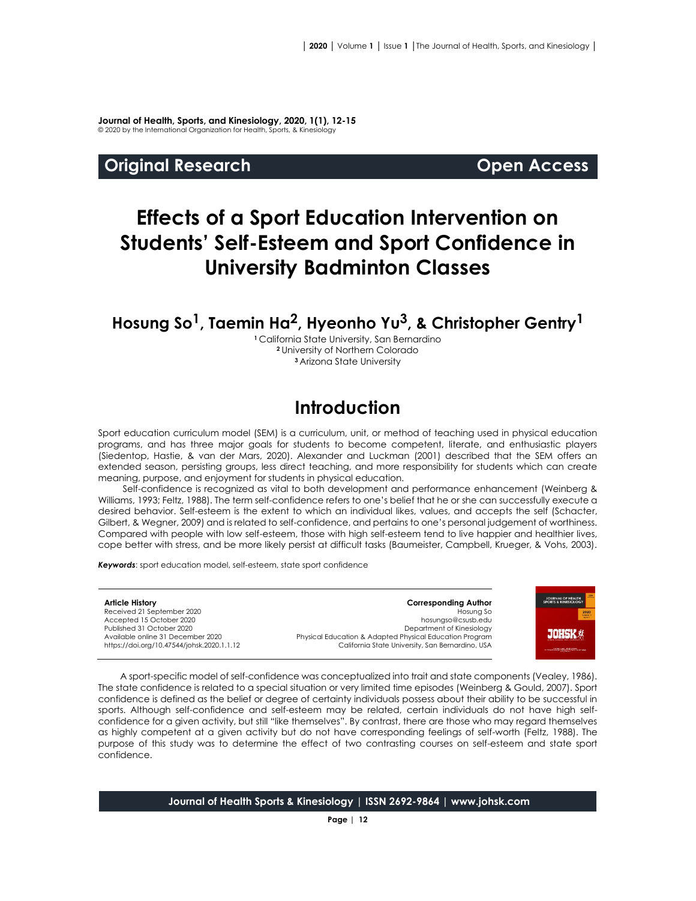**Journal of Health, Sports, and Kinesiology, 2020, 1(1), 12-15**
© 2020 by the International Organization for Health, Sports, & Kinesiology

**Original Research** **Open Access**

# Effects of a Sport Education Intervention on Students' Self-Esteem and Sport Confidence in University Badminton Classes

## Hosung So[1], Taemin Ha[2], Hyeonho Yu[3], & Christopher Gentry[1]

[1] California State University, San Bernardino
[2] University of Northern Colorado
[3] Arizona State University

## Introduction

Sport education curriculum model (SEM) is a curriculum, unit, or method of teaching used in physical education programs, and has three major goals for students to become competent, literate, and enthusiastic players (Siedentop, Hastie, & van der Mars, 2020). Alexander and Luckman (2001) described that the SEM offers an extended season, persisting groups, less direct teaching, and more responsibility for students which can create meaning, purpose, and enjoyment for students in physical education.

Self-confidence is recognized as vital to both development and performance enhancement (Weinberg & Williams, 1993; Feltz, 1988). The term self-confidence refers to one's belief that he or she can successfully execute a desired behavior. Self-esteem is the extent to which an individual likes, values, and accepts the self (Schacter, Gilbert, & Wegner, 2009) and is related to self-confidence, and pertains to one's personal judgement of worthiness. Compared with people with low self-esteem, those with high self-esteem tend to live happier and healthier lives, cope better with stress, and be more likely persist at difficult tasks (Baumeister, Campbell, Krueger, & Vohs, 2003).

***Keywords***: sport education model, self-esteem, state sport confidence

**Article History**
Received 21 September 2020
Accepted 15 October 2020
Published 31 October 2020
Available online 31 December 2020
https://doi.org/10.47544/johsk.2020.1.1.12

**Corresponding Author**
Hosung So
hosungso@csusb.edu
Department of Kinesiology
Physical Education & Adapted Physical Education Program
California State University, San Bernardino, USA

A sport-specific model of self-confidence was conceptualized into trait and state components (Vealey, 1986). The state confidence is related to a special situation or very limited time episodes (Weinberg & Gould, 2007). Sport confidence is defined as the belief or degree of certainty individuals possess about their ability to be successful in sports. Although self-confidence and self-esteem may be related, certain individuals do not have high self-confidence for a given activity, but still "like themselves". By contrast, there are those who may regard themselves as highly competent at a given activity but do not have corresponding feelings of self-worth (Feltz, 1988). The purpose of this study was to determine the effect of two contrasting courses on self-esteem and state sport confidence.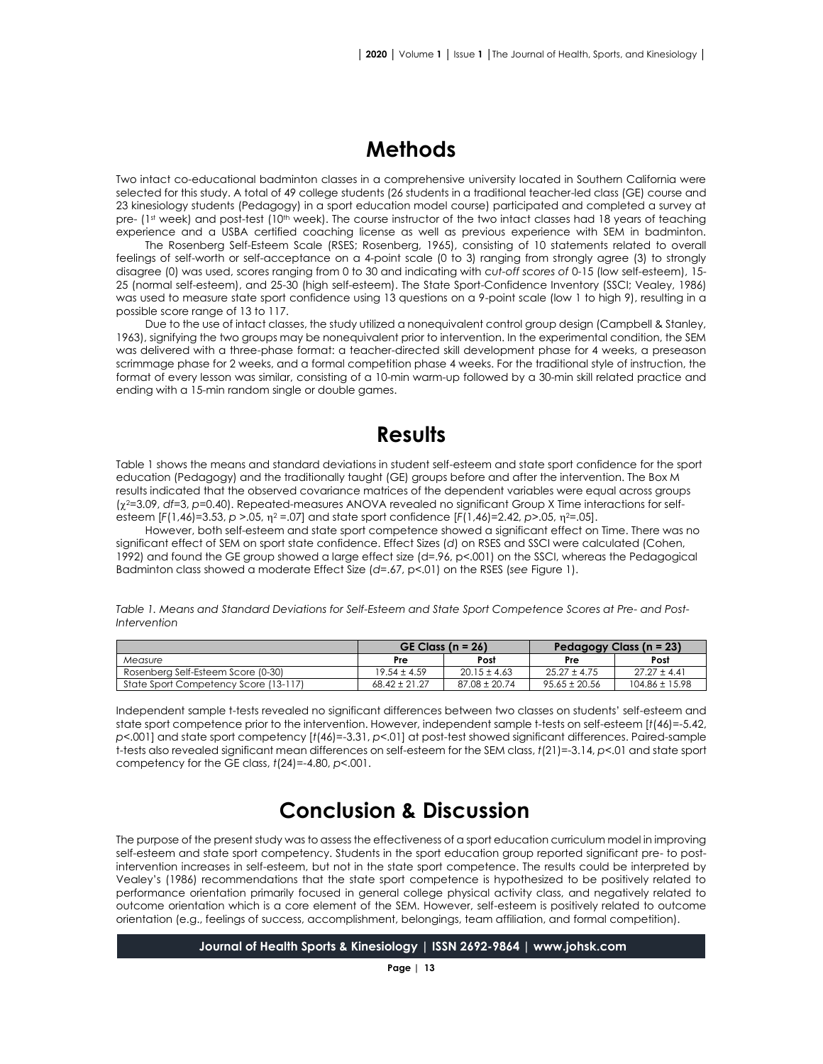# Methods

Two intact co-educational badminton classes in a comprehensive university located in Southern California were selected for this study. A total of 49 college students (26 students in a traditional teacher-led class (GE) course and 23 kinesiology students (Pedagogy) in a sport education model course) participated and completed a survey at pre- (1st week) and post-test (10th week). The course instructor of the two intact classes had 18 years of teaching experience and a USBA certified coaching license as well as previous experience with SEM in badminton.

The Rosenberg Self-Esteem Scale (RSES; Rosenberg, 1965), consisting of 10 statements related to overall feelings of self-worth or self-acceptance on a 4-point scale (0 to 3) ranging from strongly agree (3) to strongly disagree (0) was used, scores ranging from 0 to 30 and indicating with *cut-off scores of* 0-15 (low self-esteem), 15-25 (normal self-esteem), and 25-30 (high self-esteem). The State Sport-Confidence Inventory (SSCI; Vealey, 1986) was used to measure state sport confidence using 13 questions on a 9-point scale (low 1 to high 9), resulting in a possible score range of 13 to 117.

Due to the use of intact classes, the study utilized a nonequivalent control group design (Campbell & Stanley, 1963), signifying the two groups may be nonequivalent prior to intervention. In the experimental condition, the SEM was delivered with a three-phase format: a teacher-directed skill development phase for 4 weeks, a preseason scrimmage phase for 2 weeks, and a formal competition phase 4 weeks. For the traditional style of instruction, the format of every lesson was similar, consisting of a 10-min warm-up followed by a 30-min skill related practice and ending with a 15-min random single or double games.

# Results

Table 1 shows the means and standard deviations in student self-esteem and state sport confidence for the sport education (Pedagogy) and the traditionally taught (GE) groups before and after the intervention. The Box M results indicated that the observed covariance matrices of the dependent variables were equal across groups ($\chi^2$=3.09, *df*=3, *p*=0.40). Repeated-measures ANOVA revealed no significant Group X Time interactions for self-esteem [$F(1,46)=3.53$, $p > .05$, $\eta^2 = .07$] and state sport confidence [$F(1,46)=2.42$, $p > .05$, $\eta^2 = .05$].

However, both self-esteem and state sport competence showed a significant effect on Time. There was no significant effect of SEM on sport state confidence. Effect Sizes (*d*) on RSES and SSCI were calculated (Cohen, 1992) and found the GE group showed a large effect size (d=.96, p<.001) on the SSCI, whereas the Pedagogical Badminton class showed a moderate Effect Size (*d*=.67, p<.01) on the RSES (*see* Figure 1).

*Table 1. Means and Standard Deviations for Self-Esteem and State Sport Competence Scores at Pre- and Post-Intervention*

| | GE Class (n = 26) | | Pedagogy Class (n = 23) | |
|---|---|---|---|---|
| *Measure* | **Pre** | **Post** | **Pre** | **Post** |
| Rosenberg Self-Esteem Score (0-30) | 19.54 ± 4.59 | 20.15 ± 4.63 | 25.27 ± 4.75 | 27.27 ± 4.41 |
| State Sport Competency Score (13-117) | 68.42 ± 21.27 | 87.08 ± 20.74 | 95.65 ± 20.56 | 104.86 ± 15.98 |

Independent sample t-tests revealed no significant differences between two classes on students' self-esteem and state sport competence prior to the intervention. However, independent sample t-tests on self-esteem [$t(46)=-5.42$, $p<.001$] and state sport competency [$t(46)=-3.31$, $p<.01$] at post-test showed significant differences. Paired-sample t-tests also revealed significant mean differences on self-esteem for the SEM class, $t(21)=-3.14$, $p<.01$ and state sport competency for the GE class, $t(24)=-4.80$, $p<.001$.

# Conclusion & Discussion

The purpose of the present study was to assess the effectiveness of a sport education curriculum model in improving self-esteem and state sport competency. Students in the sport education group reported significant pre- to post-intervention increases in self-esteem, but not in the state sport competence. The results could be interpreted by Vealey's (1986) recommendations that the state sport competence is hypothesized to be positively related to performance orientation primarily focused in general college physical activity class, and negatively related to outcome orientation which is a core element of the SEM. However, self-esteem is positively related to outcome orientation (e.g., feelings of success, accomplishment, belongings, team affiliation, and formal competition).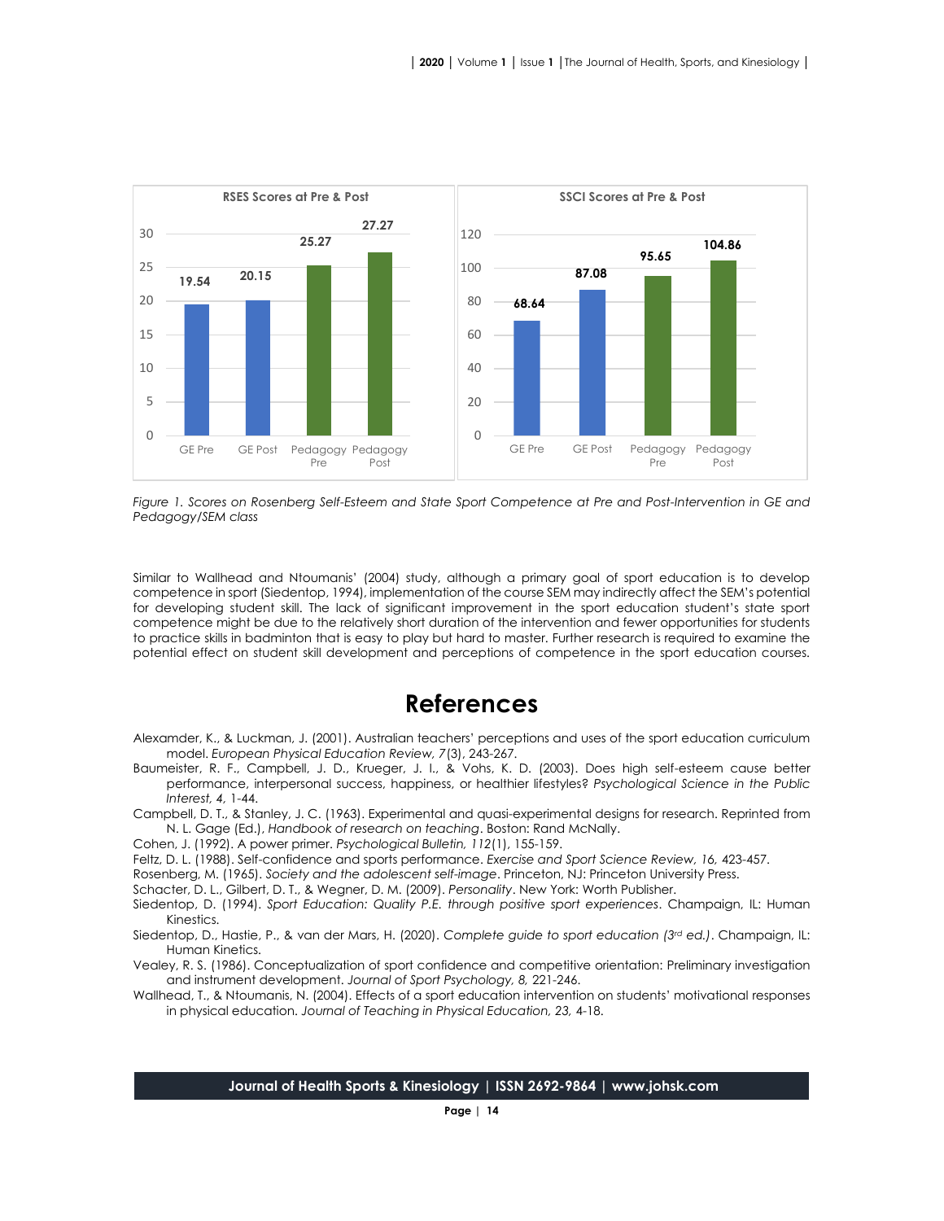Figure 1. Scores on Rosenberg Self-Esteem and State Sport Competence at Pre and Post-Intervention in GE and Pedagogy/SEM class

Similar to Wallhead and Ntoumanis' (2004) study, although a primary goal of sport education is to develop competence in sport (Siedentop, 1994), implementation of the course SEM may indirectly affect the SEM's potential for developing student skill. The lack of significant improvement in the sport education student's state sport competence might be due to the relatively short duration of the intervention and fewer opportunities for students to practice skills in badminton that is easy to play but hard to master. Further research is required to examine the potential effect on student skill development and perceptions of competence in the sport education courses.

# References

Alexamder, K., & Luckman, J. (2001). Australian teachers' perceptions and uses of the sport education curriculum model. *European Physical Education Review, 7*(3), 243-267.

Baumeister, R. F., Campbell, J. D., Krueger, J. I., & Vohs, K. D. (2003). Does high self-esteem cause better performance, interpersonal success, happiness, or healthier lifestyles? *Psychological Science in the Public Interest, 4,* 1-44.

Campbell, D. T., & Stanley, J. C. (1963). Experimental and quasi-experimental designs for research. Reprinted from N. L. Gage (Ed.), *Handbook of research on teaching*. Boston: Rand McNally.

Cohen, J. (1992). A power primer. *Psychological Bulletin, 112*(1), 155-159.

Feltz, D. L. (1988). Self-confidence and sports performance. *Exercise and Sport Science Review, 16,* 423-457.

Rosenberg, M. (1965). *Society and the adolescent self-image*. Princeton, NJ: Princeton University Press.

Schacter, D. L., Gilbert, D. T., & Wegner, D. M. (2009). *Personality*. New York: Worth Publisher.

Siedentop, D. (1994). *Sport Education: Quality P.E. through positive sport experiences*. Champaign, IL: Human Kinestics.

Siedentop, D., Hastie, P., & van der Mars, H. (2020). *Complete guide to sport education (3rd ed.)*. Champaign, IL: Human Kinetics.

Vealey, R. S. (1986). Conceptualization of sport confidence and competitive orientation: Preliminary investigation and instrument development. *Journal of Sport Psychology, 8,* 221-246.

Wallhead, T., & Ntoumanis, N. (2004). Effects of a sport education intervention on students' motivational responses in physical education. *Journal of Teaching in Physical Education, 23,* 4-18.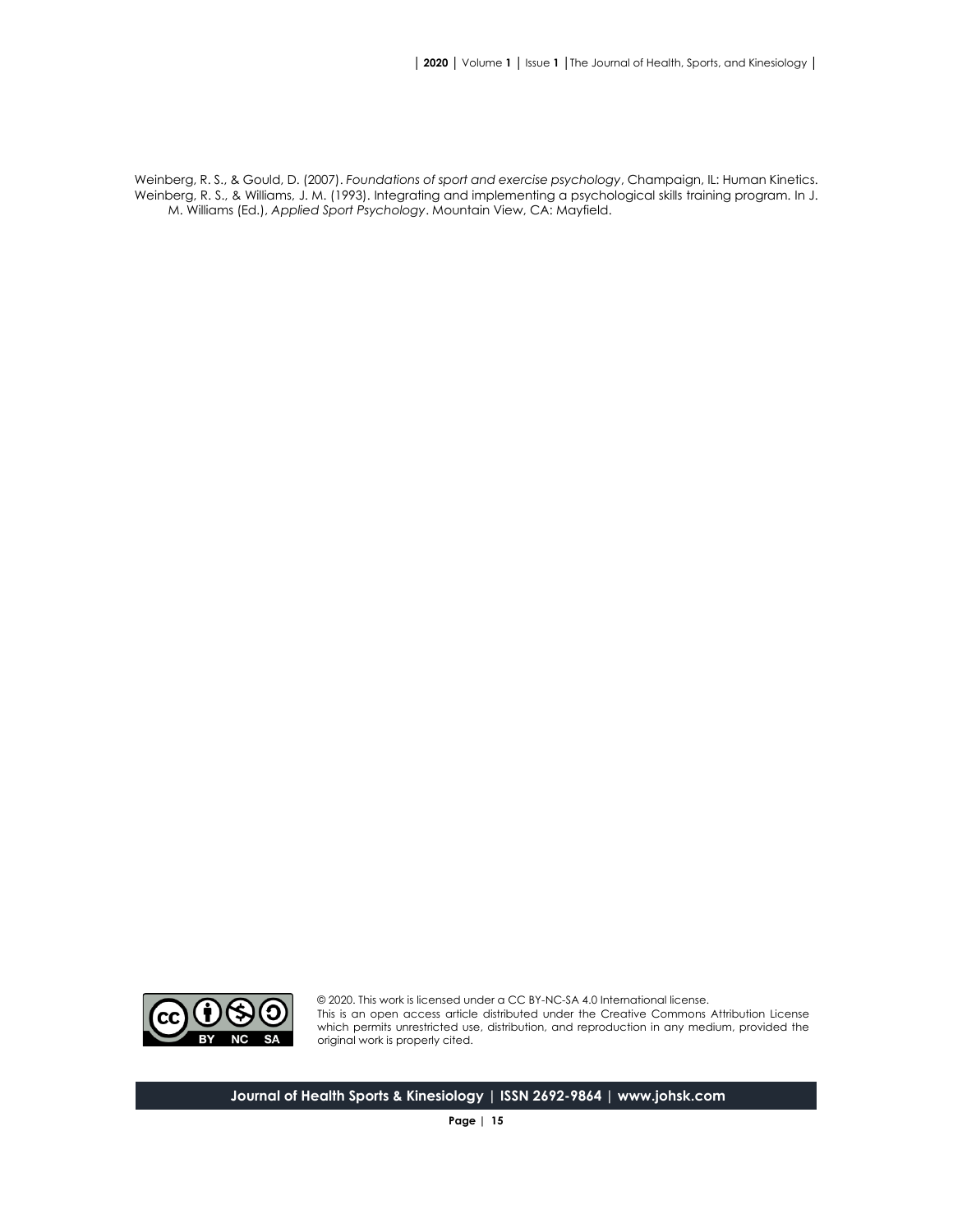Weinberg, R. S., & Gould, D. (2007). *Foundations of sport and exercise psychology*, Champaign, IL: Human Kinetics.

Weinberg, R. S., & Williams, J. M. (1993). Integrating and implementing a psychological skills training program. In J. M. Williams (Ed.), *Applied Sport Psychology*. Mountain View, CA: Mayfield.

© 2020. This work is licensed under a CC BY-NC-SA 4.0 International license.
This is an open access article distributed under the Creative Commons Attribution License which permits unrestricted use, distribution, and reproduction in any medium, provided the original work is properly cited.